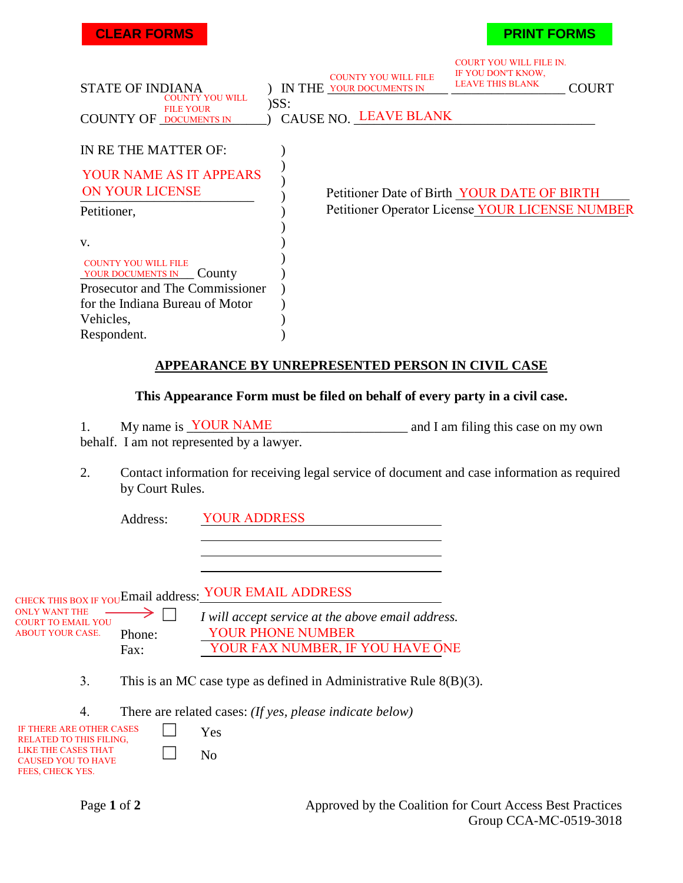CLEAR FORMS PRINT FORMS

STATE OF INDIANA ) IN THE COUNTY YOU WILL FILE YOUR DOCUMENTS IN COURT YOU WILL FILE IN. IF YOU DON'T KNOW, LEAVE THIS BLANK COURT
)SS:
COUNTY OF COUNTY YOU WILL FILE YOUR DOCUMENTS IN ) CAUSE NO. LEAVE BLANK

IN RE THE MATTER OF:

YOUR NAME AS IT APPEARS ON YOUR LICENSE
Petitioner,

v.

COUNTY YOU WILL FILE YOUR DOCUMENTS IN County Prosecutor and The Commissioner for the Indiana Bureau of Motor Vehicles,
Respondent.

Petitioner Date of Birth YOUR DATE OF BIRTH
Petitioner Operator License YOUR LICENSE NUMBER

## APPEARANCE BY UNREPRESENTED PERSON IN CIVIL CASE

**This Appearance Form must be filed on behalf of every party in a civil case.**

1. My name is YOUR NAME ______________________ and I am filing this case on my own behalf. I am not represented by a lawyer.

2. Contact information for receiving legal service of document and case information as required by Court Rules.

   Address: YOUR ADDRESS

   Email address: YOUR EMAIL ADDRESS

   CHECK THIS BOX IF YOU ONLY WANT THE COURT TO EMAIL YOU ABOUT YOUR CASE. → ☐ *I will accept service at the above email address.*

   Phone: YOUR PHONE NUMBER
   Fax: YOUR FAX NUMBER, IF YOU HAVE ONE

3. This is an MC case type as defined in Administrative Rule 8(B)(3).

4. There are related cases: *(If yes, please indicate below)*

   IF THERE ARE OTHER CASES RELATED TO THIS FILING, LIKE THE CASES THAT CAUSED YOU TO HAVE FEES, CHECK YES.

   ☐ Yes

   ☐ No

Approved by the Coalition for Court Access Best Practices Group CCA-MC-0519-3018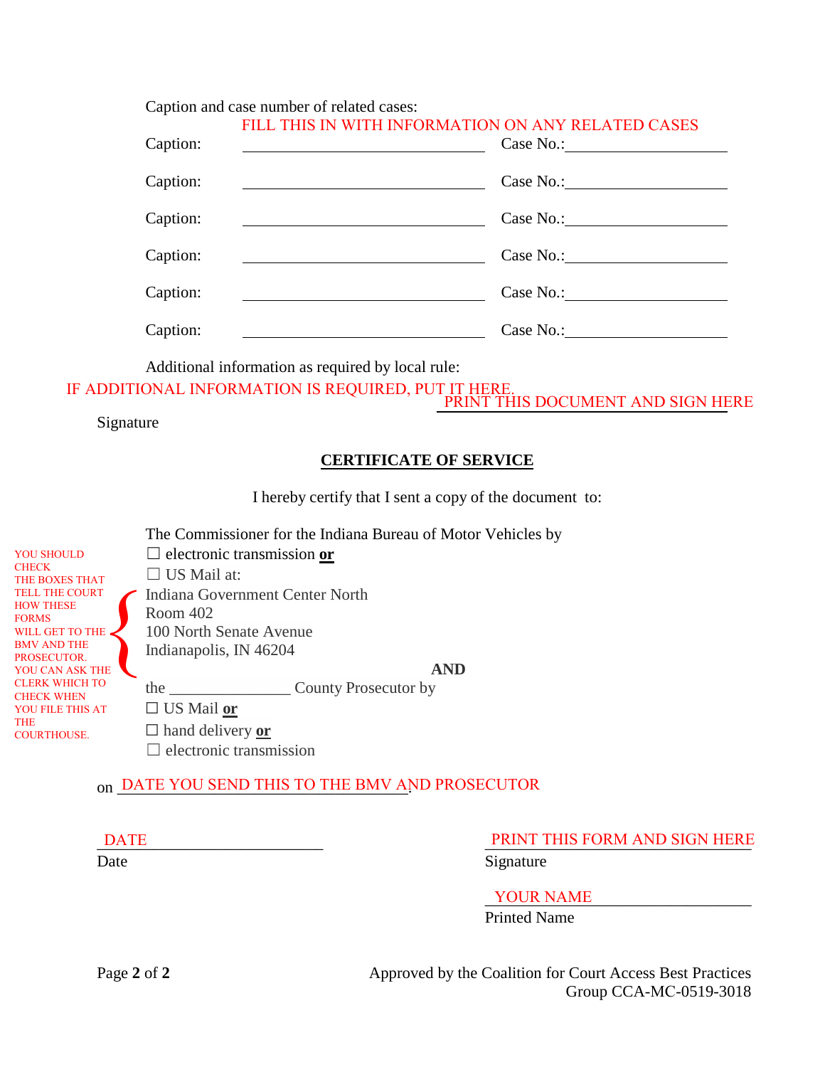Caption and case number of related cases:

FILL THIS IN WITH INFORMATION ON ANY RELATED CASES

Caption: ______________________ Case No.: ______________

Caption: ______________________ Case No.: ______________

Caption: ______________________ Case No.: ______________

Caption: ______________________ Case No.: ______________

Caption: ______________________ Case No.: ______________

Caption: ______________________ Case No.: ______________

Additional information as required by local rule:

IF ADDITIONAL INFORMATION IS REQUIRED, PUT IT HERE.

PRINT THIS DOCUMENT AND SIGN HERE

Signature

## CERTIFICATE OF SERVICE

I hereby certify that I sent a copy of the document to:

YOU SHOULD CHECK THE BOXES THAT TELL THE COURT HOW THESE FORMS WILL GET TO THE BMV AND THE PROSECUTOR. YOU CAN ASK THE CLERK WHICH TO CHECK WHEN YOU FILE THIS AT THE COURTHOUSE.

The Commissioner for the Indiana Bureau of Motor Vehicles by

☐ electronic transmission **or**

☐ US Mail at:

Indiana Government Center North
Room 402
100 North Senate Avenue
Indianapolis, IN 46204

**AND**

the _______________ County Prosecutor by

☐ US Mail **or**

☐ hand delivery **or**

☐ electronic transmission

on DATE YOU SEND THIS TO THE BMV AND PROSECUTOR.

DATE
Date

PRINT THIS FORM AND SIGN HERE
Signature

YOUR NAME
Printed Name

Approved by the Coalition for Court Access Best Practices Group CCA-MC-0519-3018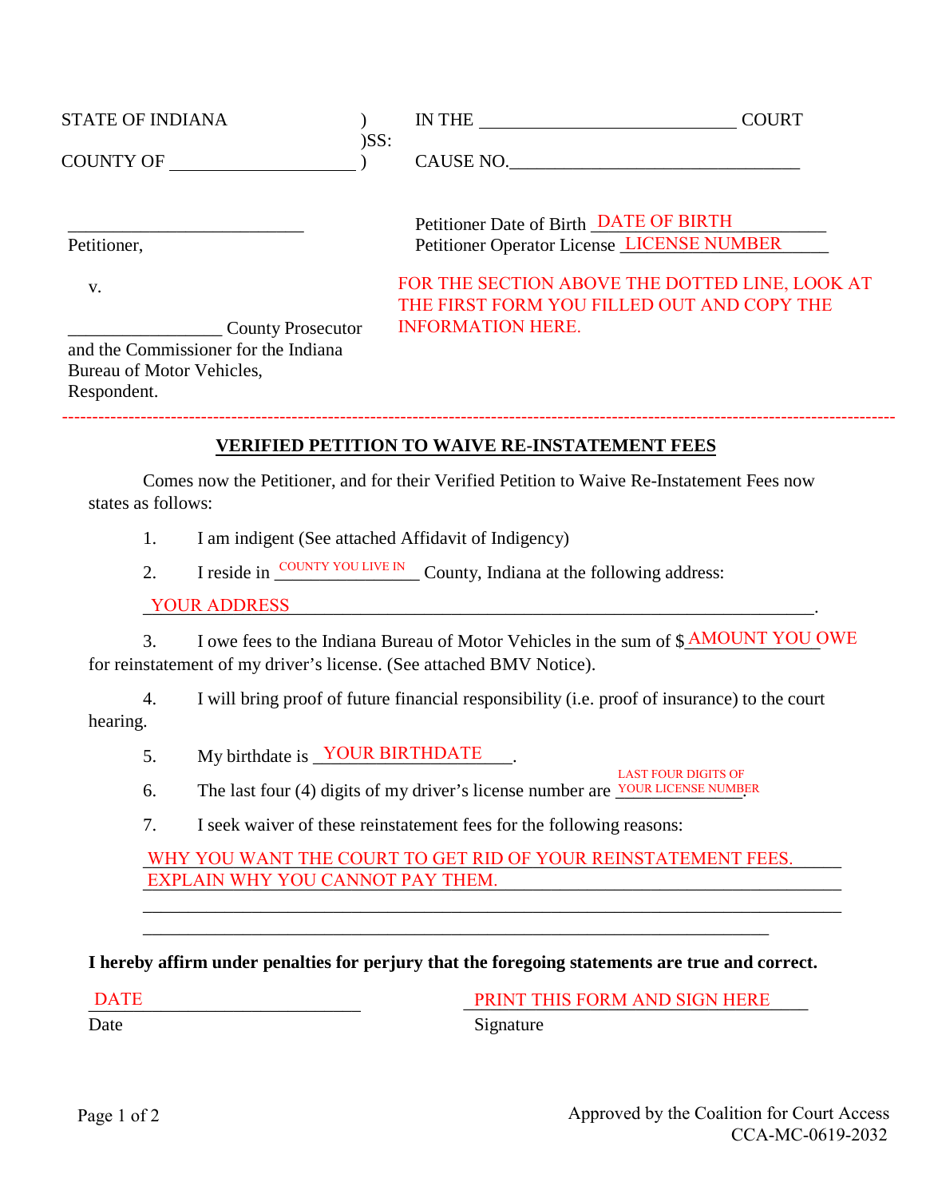STATE OF INDIANA ) IN THE ____________________________ COURT
)SS:
COUNTY OF ____________________ ) CAUSE NO.________________________________

_________________________
Petitioner,

v.

_________________ County Prosecutor
and the Commissioner for the Indiana
Bureau of Motor Vehicles,
Respondent.

Petitioner Date of Birth DATE OF BIRTH
Petitioner Operator License LICENSE NUMBER

FOR THE SECTION ABOVE THE DOTTED LINE, LOOK AT THE FIRST FORM YOU FILLED OUT AND COPY THE INFORMATION HERE.

---

## VERIFIED PETITION TO WAIVE RE-INSTATEMENT FEES

Comes now the Petitioner, and for their Verified Petition to Waive Re-Instatement Fees now states as follows:

1. I am indigent (See attached Affidavit of Indigency)

2. I reside in COUNTY YOU LIVE IN County, Indiana at the following address:

   YOUR ADDRESS.

3. I owe fees to the Indiana Bureau of Motor Vehicles in the sum of $AMOUNT YOU OWE for reinstatement of my driver's license. (See attached BMV Notice).

4. I will bring proof of future financial responsibility (i.e. proof of insurance) to the court hearing.

5. My birthdate is YOUR BIRTHDATE.

6. The last four (4) digits of my driver's license number are LAST FOUR DIGITS OF YOUR LICENSE NUMBER.

7. I seek waiver of these reinstatement fees for the following reasons:

   WHY YOU WANT THE COURT TO GET RID OF YOUR REINSTATEMENT FEES.
   EXPLAIN WHY YOU CANNOT PAY THEM.

**I hereby affirm under penalties for perjury that the foregoing statements are true and correct.**

DATE
Date

PRINT THIS FORM AND SIGN HERE
Signature

Approved by the Coalition for Court Access
CCA-MC-0619-2032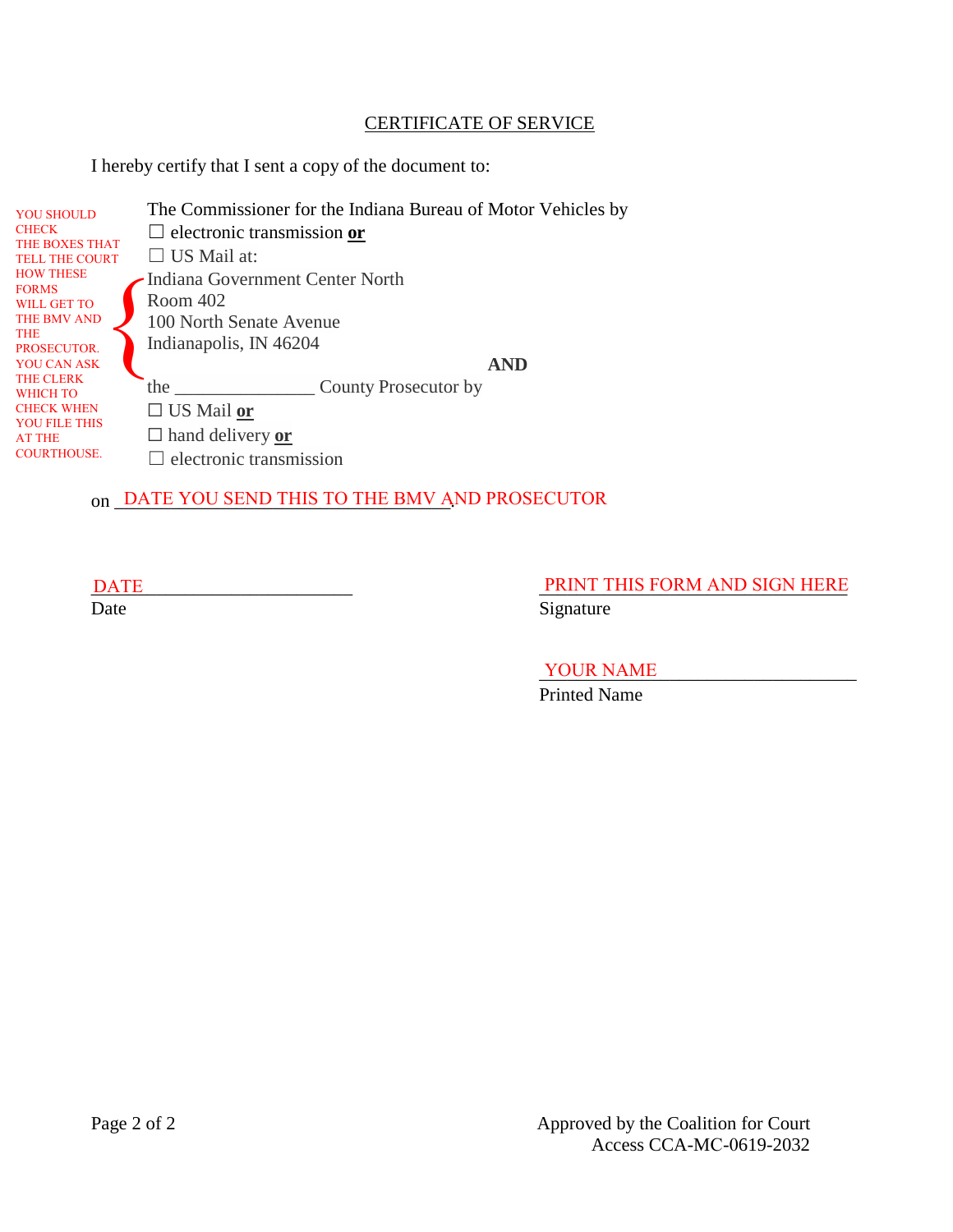## CERTIFICATE OF SERVICE

I hereby certify that I sent a copy of the document to:

YOU SHOULD CHECK THE BOXES THAT TELL THE COURT HOW THESE FORMS WILL GET TO THE BMV AND THE PROSECUTOR. YOU CAN ASK THE CLERK WHICH TO CHECK WHEN YOU FILE THIS AT THE COURTHOUSE.

The Commissioner for the Indiana Bureau of Motor Vehicles by
☐ electronic transmission **or**
☐ US Mail at:
Indiana Government Center North
Room 402
100 North Senate Avenue
Indianapolis, IN 46204

**AND**

the _______________ County Prosecutor by
☐ US Mail **or**
☐ hand delivery **or**
☐ electronic transmission

on DATE YOU SEND THIS TO THE BMV AND PROSECUTOR.

DATE
Date

PRINT THIS FORM AND SIGN HERE
Signature

YOUR NAME
Printed Name

Approved by the Coalition for Court Access CCA-MC-0619-2032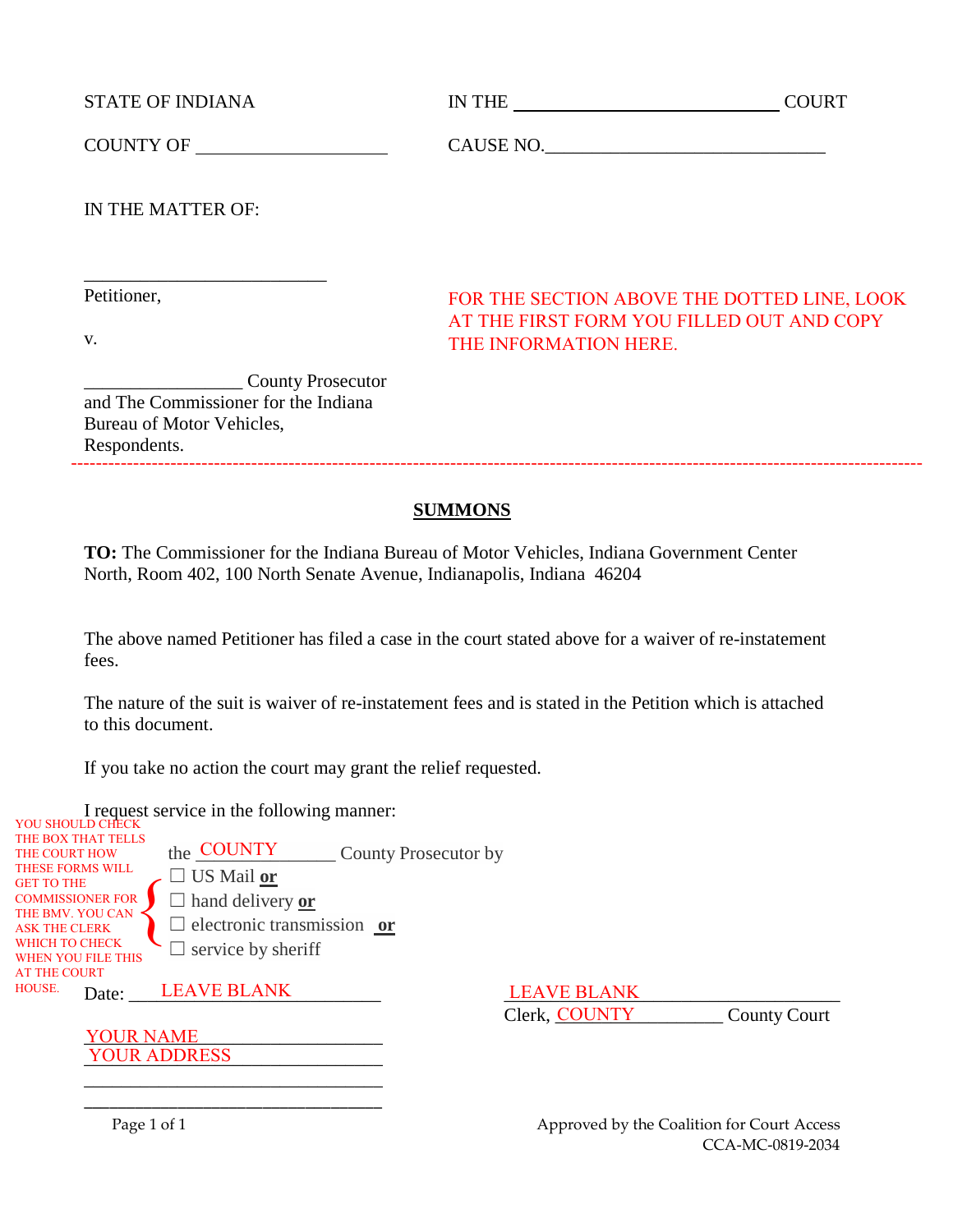STATE OF INDIANA

COUNTY OF ____________________

IN THE ____________________________ COURT

CAUSE NO.______________________________

IN THE MATTER OF:

________________________
Petitioner,

v.

________________ County Prosecutor
and The Commissioner for the Indiana
Bureau of Motor Vehicles,
Respondents.

FOR THE SECTION ABOVE THE DOTTED LINE, LOOK AT THE FIRST FORM YOU FILLED OUT AND COPY THE INFORMATION HERE.

---

## SUMMONS

**TO:** The Commissioner for the Indiana Bureau of Motor Vehicles, Indiana Government Center North, Room 402, 100 North Senate Avenue, Indianapolis, Indiana 46204

The above named Petitioner has filed a case in the court stated above for a waiver of re-instatement fees.

The nature of the suit is waiver of re-instatement fees and is stated in the Petition which is attached to this document.

If you take no action the court may grant the relief requested.

I request service in the following manner:

YOU SHOULD CHECK THE BOX THAT TELLS THE COURT HOW THESE FORMS WILL GET TO THE COMMISSIONER FOR THE BMV. YOU CAN ASK THE CLERK WHICH TO CHECK WHEN YOU FILE THIS AT THE COURT HOUSE.

the COUNTY________ County Prosecutor by

- ☐ US Mail **or**
- ☐ hand delivery **or**
- ☐ electronic transmission **or**
- ☐ service by sheriff

Date: LEAVE BLANK__________

LEAVE BLANK____________________
Clerk, COUNTY__________ County Court

YOUR NAME______________________
YOUR ADDRESS____________________
________________________________
________________________________

Approved by the Coalition for Court Access
CCA-MC-0819-2034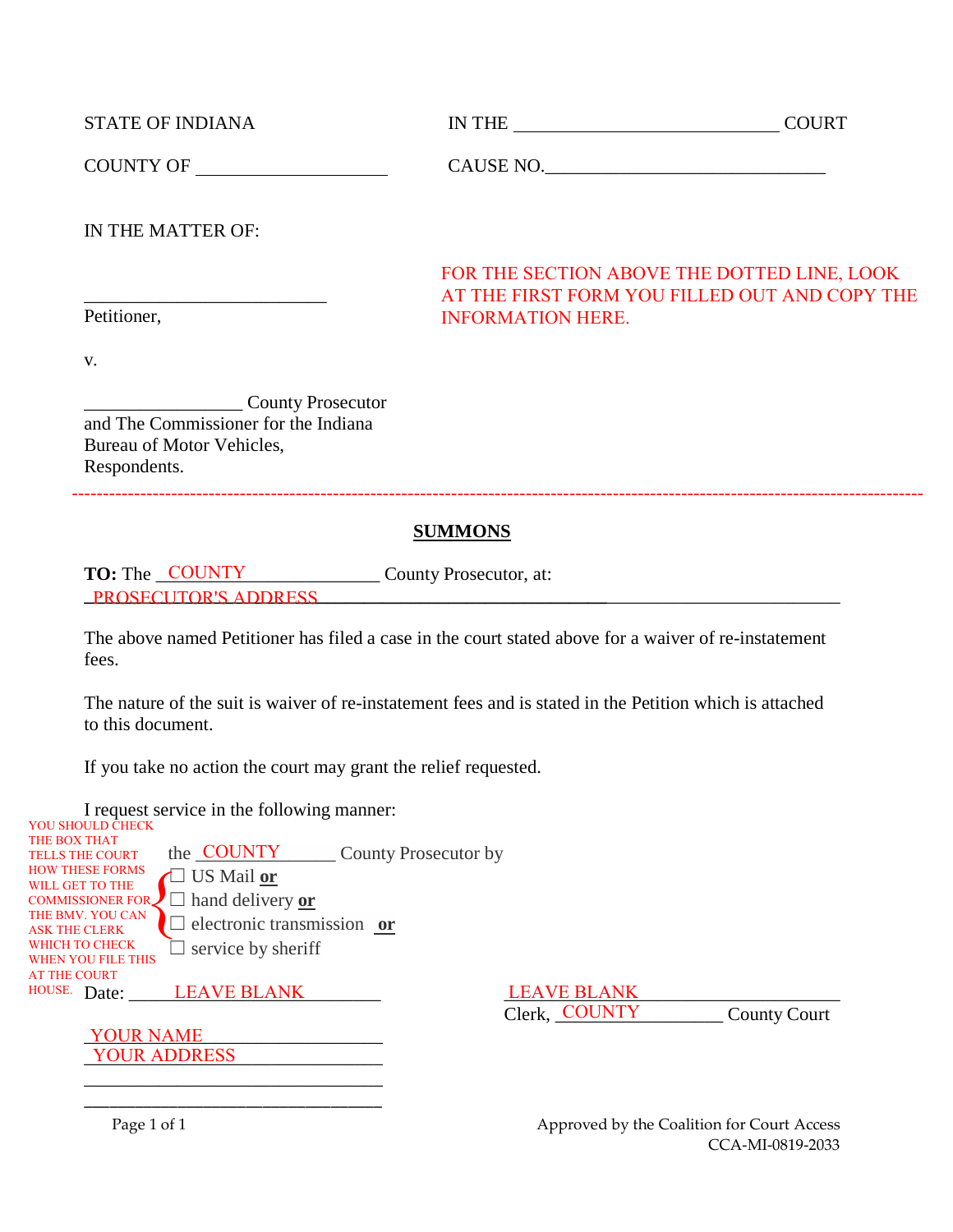STATE OF INDIANA IN THE ____________________________ COURT

COUNTY OF ____________________ CAUSE NO.______________________________

IN THE MATTER OF:

_________________________

Petitioner,

FOR THE SECTION ABOVE THE DOTTED LINE, LOOK AT THE FIRST FORM YOU FILLED OUT AND COPY THE INFORMATION HERE.

v.

________________ County Prosecutor and The Commissioner for the Indiana Bureau of Motor Vehicles, Respondents.

---

**SUMMONS**

**TO:** The COUNTY County Prosecutor, at:
PROSECUTOR'S ADDRESS

The above named Petitioner has filed a case in the court stated above for a waiver of re-instatement fees.

The nature of the suit is waiver of re-instatement fees and is stated in the Petition which is attached to this document.

If you take no action the court may grant the relief requested.

I request service in the following manner:

YOU SHOULD CHECK THE BOX THAT TELLS THE COURT HOW THESE FORMS WILL GET TO THE COMMISSIONER FOR THE BMV. YOU CAN ASK THE CLERK WHICH TO CHECK WHEN YOU FILE THIS AT THE COURT HOUSE.

the COUNTY County Prosecutor by

- ☐ US Mail **or**
- ☐ hand delivery **or**
- ☐ electronic transmission **or**
- ☐ service by sheriff

Date: LEAVE BLANK

LEAVE BLANK
Clerk, COUNTY County Court

YOUR NAME
YOUR ADDRESS
________________________________
________________________________

Approved by the Coalition for Court Access
CCA-MI-0819-2033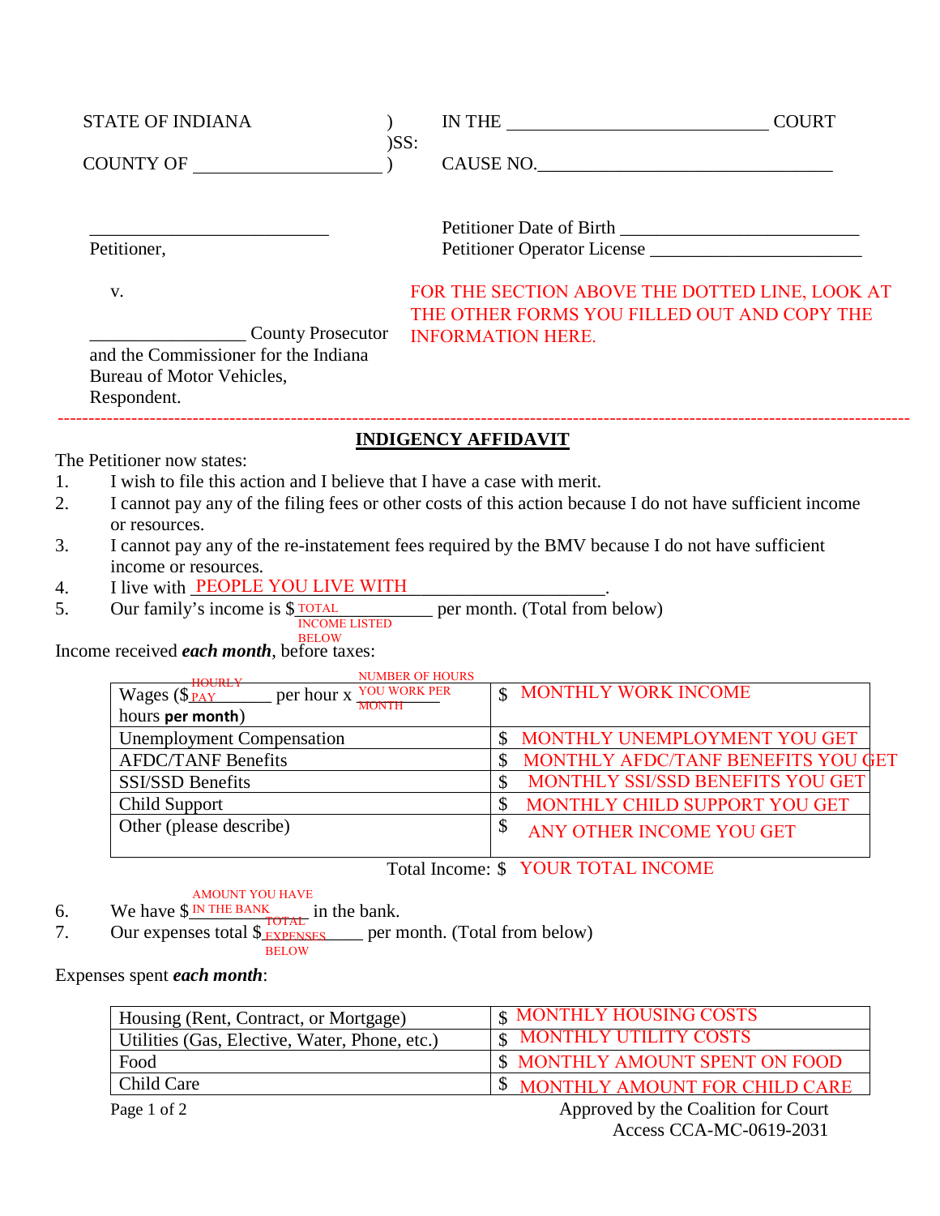| STATE OF INDIANA | ) | IN THE ____________________________ COURT |
|---|---|---|
| | )SS: | |
| COUNTY OF ____________________ | ) | CAUSE NO.________________________________ |

__________________________
Petitioner,

Petitioner Date of Birth ________________________
Petitioner Operator License ______________________

v.

_________________ County Prosecutor and the Commissioner for the Indiana Bureau of Motor Vehicles,
Respondent.

FOR THE SECTION ABOVE THE DOTTED LINE, LOOK AT THE OTHER FORMS YOU FILLED OUT AND COPY THE INFORMATION HERE.

---

## INDIGENCY AFFIDAVIT

The Petitioner now states:

1. I wish to file this action and I believe that I have a case with merit.
2. I cannot pay any of the filing fees or other costs of this action because I do not have sufficient income or resources.
3. I cannot pay any of the re-instatement fees required by the BMV because I do not have sufficient income or resources.
4. I live with PEOPLE YOU LIVE WITH ____________________.
5. Our family's income is $ TOTAL INCOME LISTED BELOW ________ per month. (Total from below)

Income received ***each month***, before taxes:

| | |
|---|---|
| Wages ($ HOURLY PAY ______ per hour x NUMBER OF HOURS YOU WORK PER MONTH hours **per month**) | $ MONTHLY WORK INCOME |
| Unemployment Compensation | $ MONTHLY UNEMPLOYMENT YOU GET |
| AFDC/TANF Benefits | $ MONTHLY AFDC/TANF BENEFITS YOU GET |
| SSI/SSD Benefits | $ MONTHLY SSI/SSD BENEFITS YOU GET |
| Child Support | $ MONTHLY CHILD SUPPORT YOU GET |
| Other (please describe) | $ ANY OTHER INCOME YOU GET |

Total Income: $ YOUR TOTAL INCOME

6. We have $ AMOUNT YOU HAVE IN THE BANK ______ in the bank.
7. Our expenses total $ TOTAL EXPENSES BELOW ______ per month. (Total from below)

Expenses spent ***each month***:

| | |
|---|---|
| Housing (Rent, Contract, or Mortgage) | $ MONTHLY HOUSING COSTS |
| Utilities (Gas, Elective, Water, Phone, etc.) | $ MONTHLY UTILITY COSTS |
| Food | $ MONTHLY AMOUNT SPENT ON FOOD |
| Child Care | $ MONTHLY AMOUNT FOR CHILD CARE |

Approved by the Coalition for Court Access CCA-MC-0619-2031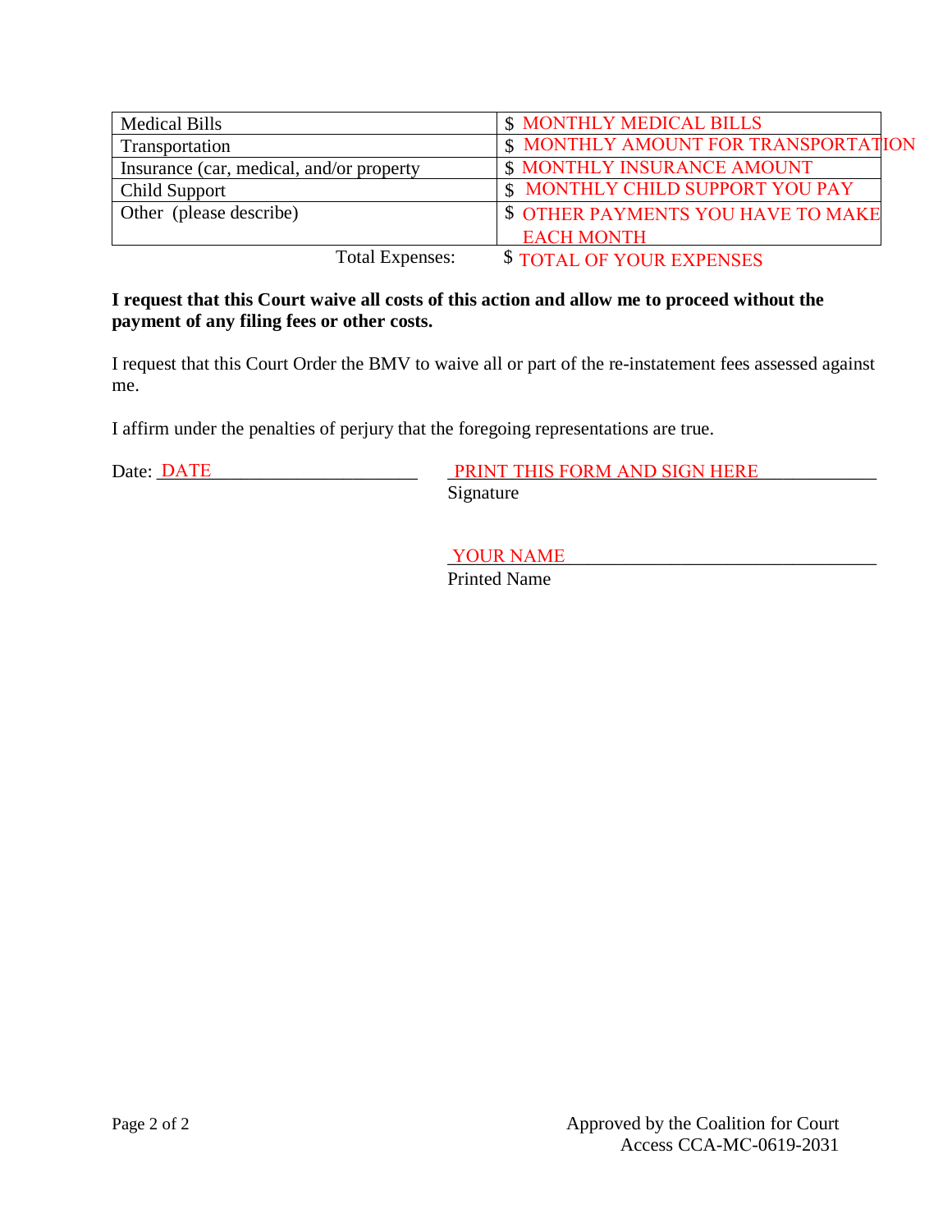| | |
|---|---|
| Medical Bills | $ MONTHLY MEDICAL BILLS |
| Transportation | $ MONTHLY AMOUNT FOR TRANSPORTATION |
| Insurance (car, medical, and/or property | $ MONTHLY INSURANCE AMOUNT |
| Child Support | $ MONTHLY CHILD SUPPORT YOU PAY |
| Other (please describe) | $ OTHER PAYMENTS YOU HAVE TO MAKE EACH MONTH |
| Total Expenses: | $ TOTAL OF YOUR EXPENSES |

**I request that this Court waive all costs of this action and allow me to proceed without the payment of any filing fees or other costs.**

I request that this Court Order the BMV to waive all or part of the re-instatement fees assessed against me.

I affirm under the penalties of perjury that the foregoing representations are true.

Date: DATE ______________________

PRINT THIS FORM AND SIGN HERE ____________
Signature

YOUR NAME ________________________________
Printed Name

Approved by the Coalition for Court Access CCA-MC-0619-2031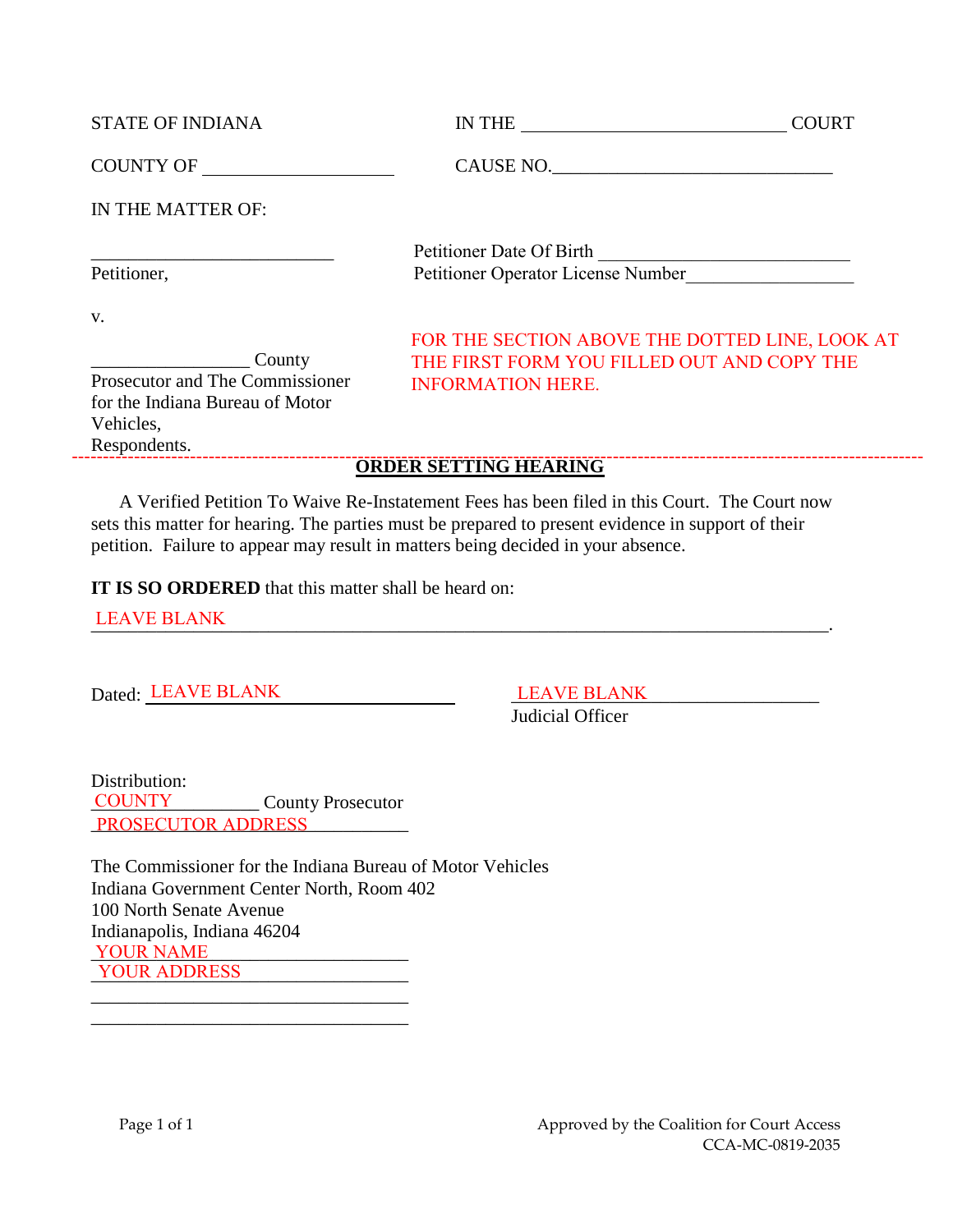STATE OF INDIANA　　　　　　　　IN THE ____________________________ COURT

COUNTY OF ____________________　　CAUSE NO.______________________________

IN THE MATTER OF:

__________________________　　Petitioner Date Of Birth ___________________________
Petitioner,　　　　　　　　　　　Petitioner Operator License Number__________________

v.

_________________ County
Prosecutor and The Commissioner
for the Indiana Bureau of Motor
Vehicles,
Respondents.

FOR THE SECTION ABOVE THE DOTTED LINE, LOOK AT THE FIRST FORM YOU FILLED OUT AND COPY THE INFORMATION HERE.

---

**ORDER SETTING HEARING**

A Verified Petition To Waive Re-Instatement Fees has been filed in this Court. The Court now sets this matter for hearing. The parties must be prepared to present evidence in support of their petition. Failure to appear may result in matters being decided in your absence.

**IT IS SO ORDERED** that this matter shall be heard on:

LEAVE BLANK ______________________________________________________________.

Dated: LEAVE BLANK ____________________　　LEAVE BLANK ____________________
　　　　　　　　　　　　　　　　　　　　　　Judicial Officer

Distribution:
COUNTY __________ County Prosecutor
PROSECUTOR ADDRESS ___________

The Commissioner for the Indiana Bureau of Motor Vehicles
Indiana Government Center North, Room 402
100 North Senate Avenue
Indianapolis, Indiana 46204
YOUR NAME ______________________
YOUR ADDRESS ____________________
___________________________________
___________________________________

Approved by the Coalition for Court Access
CCA-MC-0819-2035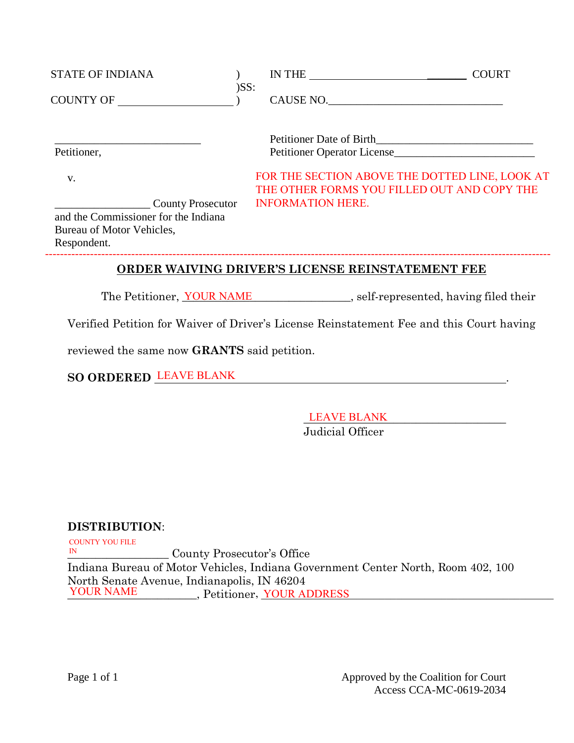STATE OF INDIANA ) IN THE ____________________ COURT
)SS:
COUNTY OF ____________________ ) CAUSE NO.______________________________

_________________________
Petitioner,

Petitioner Date of Birth___________________________
Petitioner Operator License________________________

v.

FOR THE SECTION ABOVE THE DOTTED LINE, LOOK AT THE OTHER FORMS YOU FILLED OUT AND COPY THE INFORMATION HERE.

________________ County Prosecutor
and the Commissioner for the Indiana
Bureau of Motor Vehicles,
Respondent.

---

## ORDER WAIVING DRIVER'S LICENSE REINSTATEMENT FEE

The Petitioner, YOUR NAME________________, self-represented, having filed their Verified Petition for Waiver of Driver's License Reinstatement Fee and this Court having reviewed the same now **GRANTS** said petition.

**SO ORDERED** LEAVE BLANK____________________________________________.

LEAVE BLANK____________________
Judicial Officer

**DISTRIBUTION**:

COUNTY YOU FILE IN________________ County Prosecutor's Office
Indiana Bureau of Motor Vehicles, Indiana Government Center North, Room 402, 100 North Senate Avenue, Indianapolis, IN 46204
YOUR NAME____________________, Petitioner, YOUR ADDRESS____________________________________

Approved by the Coalition for Court Access CCA-MC-0619-2034